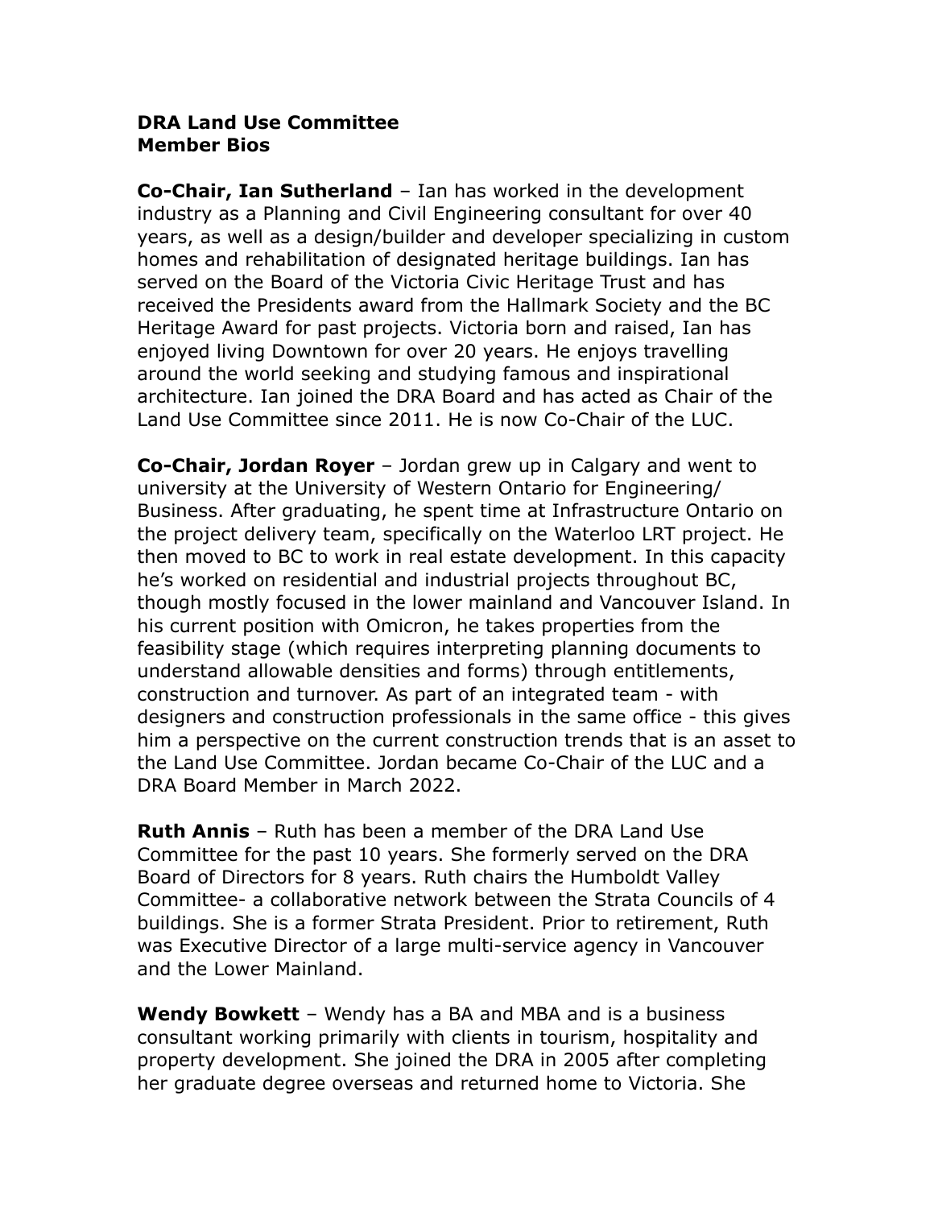**DRA Land Use Committee**
**Member Bios**

**Co-Chair, Ian Sutherland** – Ian has worked in the development industry as a Planning and Civil Engineering consultant for over 40 years, as well as a design/builder and developer specializing in custom homes and rehabilitation of designated heritage buildings. Ian has served on the Board of the Victoria Civic Heritage Trust and has received the Presidents award from the Hallmark Society and the BC Heritage Award for past projects. Victoria born and raised, Ian has enjoyed living Downtown for over 20 years. He enjoys travelling around the world seeking and studying famous and inspirational architecture. Ian joined the DRA Board and has acted as Chair of the Land Use Committee since 2011. He is now Co-Chair of the LUC.

**Co-Chair, Jordan Royer** – Jordan grew up in Calgary and went to university at the University of Western Ontario for Engineering/ Business. After graduating, he spent time at Infrastructure Ontario on the project delivery team, specifically on the Waterloo LRT project. He then moved to BC to work in real estate development. In this capacity he's worked on residential and industrial projects throughout BC, though mostly focused in the lower mainland and Vancouver Island. In his current position with Omicron, he takes properties from the feasibility stage (which requires interpreting planning documents to understand allowable densities and forms) through entitlements, construction and turnover. As part of an integrated team - with designers and construction professionals in the same office - this gives him a perspective on the current construction trends that is an asset to the Land Use Committee. Jordan became Co-Chair of the LUC and a DRA Board Member in March 2022.

**Ruth Annis** – Ruth has been a member of the DRA Land Use Committee for the past 10 years. She formerly served on the DRA Board of Directors for 8 years. Ruth chairs the Humboldt Valley Committee- a collaborative network between the Strata Councils of 4 buildings. She is a former Strata President. Prior to retirement, Ruth was Executive Director of a large multi-service agency in Vancouver and the Lower Mainland.

**Wendy Bowkett** – Wendy has a BA and MBA and is a business consultant working primarily with clients in tourism, hospitality and property development. She joined the DRA in 2005 after completing her graduate degree overseas and returned home to Victoria. She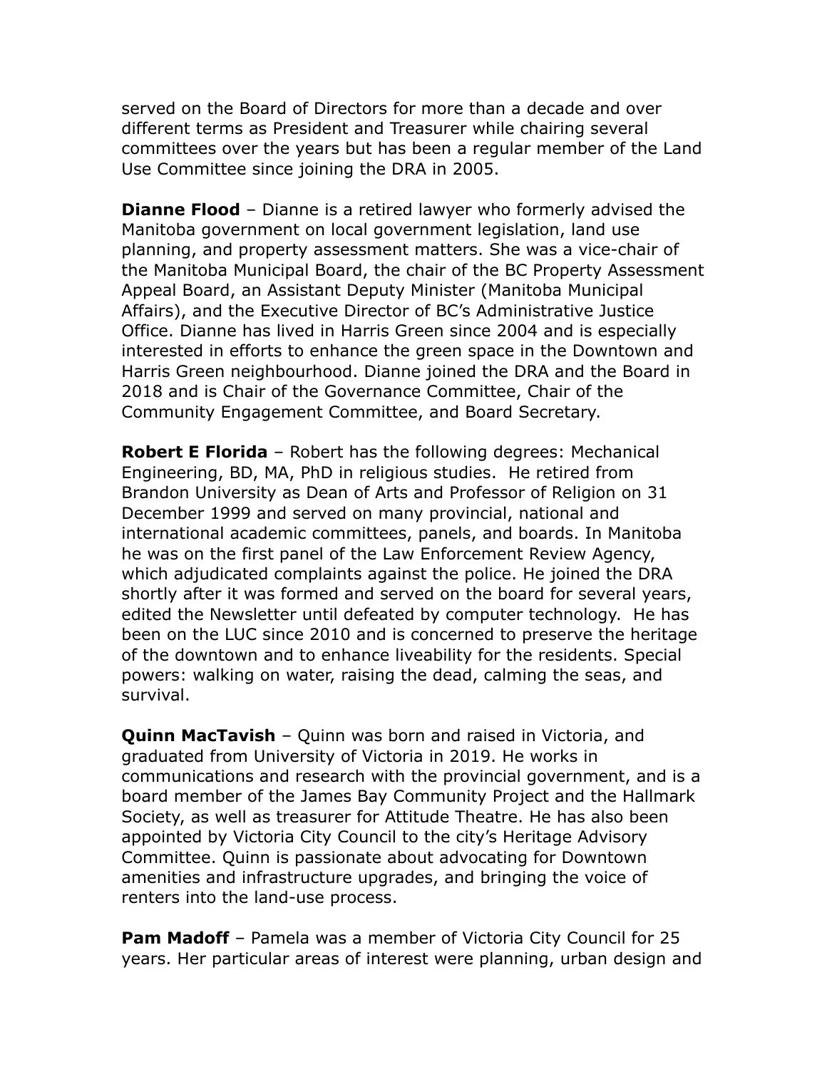served on the Board of Directors for more than a decade and over different terms as President and Treasurer while chairing several committees over the years but has been a regular member of the Land Use Committee since joining the DRA in 2005.

**Dianne Flood** – Dianne is a retired lawyer who formerly advised the Manitoba government on local government legislation, land use planning, and property assessment matters. She was a vice-chair of the Manitoba Municipal Board, the chair of the BC Property Assessment Appeal Board, an Assistant Deputy Minister (Manitoba Municipal Affairs), and the Executive Director of BC's Administrative Justice Office. Dianne has lived in Harris Green since 2004 and is especially interested in efforts to enhance the green space in the Downtown and Harris Green neighbourhood. Dianne joined the DRA and the Board in 2018 and is Chair of the Governance Committee, Chair of the Community Engagement Committee, and Board Secretary.

**Robert E Florida** – Robert has the following degrees: Mechanical Engineering, BD, MA, PhD in religious studies. He retired from Brandon University as Dean of Arts and Professor of Religion on 31 December 1999 and served on many provincial, national and international academic committees, panels, and boards. In Manitoba he was on the first panel of the Law Enforcement Review Agency, which adjudicated complaints against the police. He joined the DRA shortly after it was formed and served on the board for several years, edited the Newsletter until defeated by computer technology. He has been on the LUC since 2010 and is concerned to preserve the heritage of the downtown and to enhance liveability for the residents. Special powers: walking on water, raising the dead, calming the seas, and survival.

**Quinn MacTavish** – Quinn was born and raised in Victoria, and graduated from University of Victoria in 2019. He works in communications and research with the provincial government, and is a board member of the James Bay Community Project and the Hallmark Society, as well as treasurer for Attitude Theatre. He has also been appointed by Victoria City Council to the city's Heritage Advisory Committee. Quinn is passionate about advocating for Downtown amenities and infrastructure upgrades, and bringing the voice of renters into the land-use process.

**Pam Madoff** – Pamela was a member of Victoria City Council for 25 years. Her particular areas of interest were planning, urban design and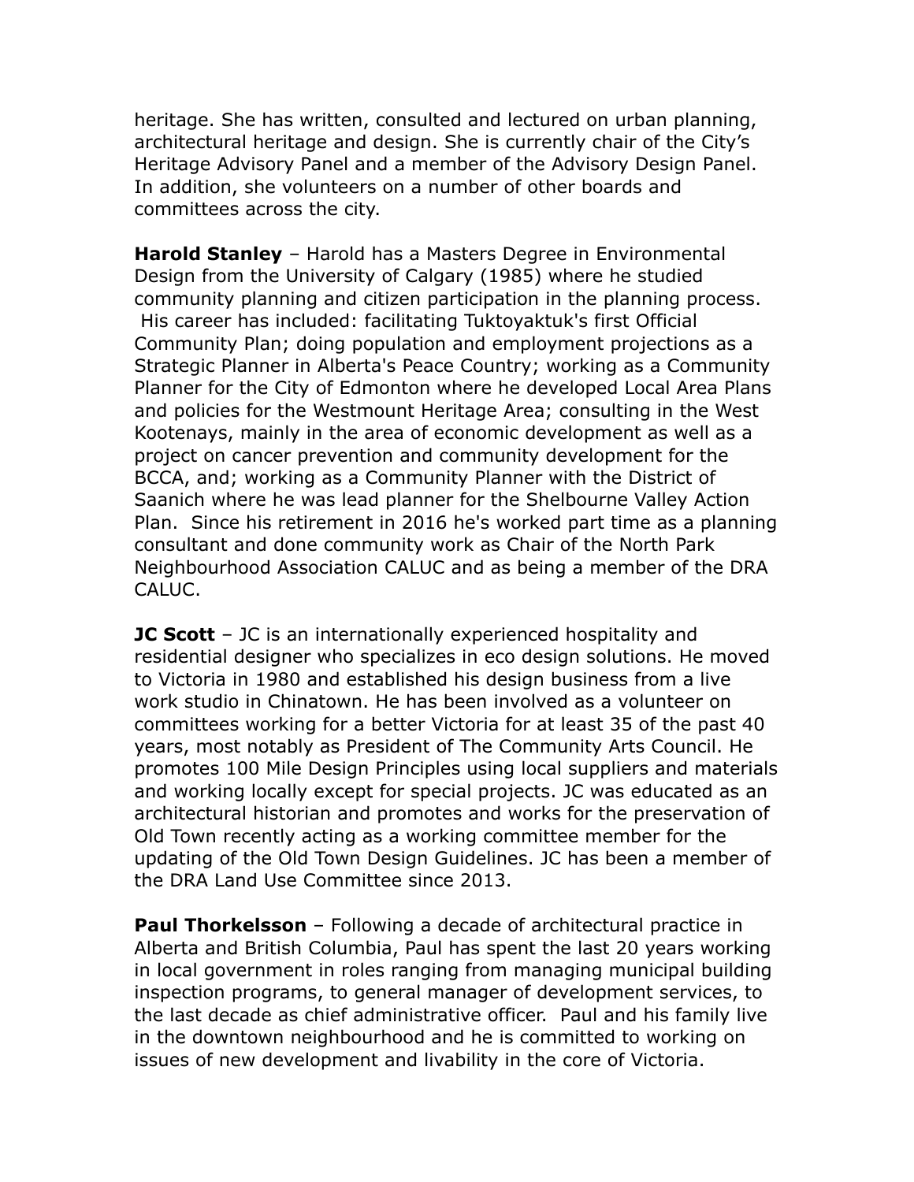heritage. She has written, consulted and lectured on urban planning, architectural heritage and design. She is currently chair of the City's Heritage Advisory Panel and a member of the Advisory Design Panel. In addition, she volunteers on a number of other boards and committees across the city.

**Harold Stanley** – Harold has a Masters Degree in Environmental Design from the University of Calgary (1985) where he studied community planning and citizen participation in the planning process. His career has included: facilitating Tuktoyaktuk's first Official Community Plan; doing population and employment projections as a Strategic Planner in Alberta's Peace Country; working as a Community Planner for the City of Edmonton where he developed Local Area Plans and policies for the Westmount Heritage Area; consulting in the West Kootenays, mainly in the area of economic development as well as a project on cancer prevention and community development for the BCCA, and; working as a Community Planner with the District of Saanich where he was lead planner for the Shelbourne Valley Action Plan. Since his retirement in 2016 he's worked part time as a planning consultant and done community work as Chair of the North Park Neighbourhood Association CALUC and as being a member of the DRA CALUC.

**JC Scott** – JC is an internationally experienced hospitality and residential designer who specializes in eco design solutions. He moved to Victoria in 1980 and established his design business from a live work studio in Chinatown. He has been involved as a volunteer on committees working for a better Victoria for at least 35 of the past 40 years, most notably as President of The Community Arts Council. He promotes 100 Mile Design Principles using local suppliers and materials and working locally except for special projects. JC was educated as an architectural historian and promotes and works for the preservation of Old Town recently acting as a working committee member for the updating of the Old Town Design Guidelines. JC has been a member of the DRA Land Use Committee since 2013.

**Paul Thorkelsson** – Following a decade of architectural practice in Alberta and British Columbia, Paul has spent the last 20 years working in local government in roles ranging from managing municipal building inspection programs, to general manager of development services, to the last decade as chief administrative officer. Paul and his family live in the downtown neighbourhood and he is committed to working on issues of new development and livability in the core of Victoria.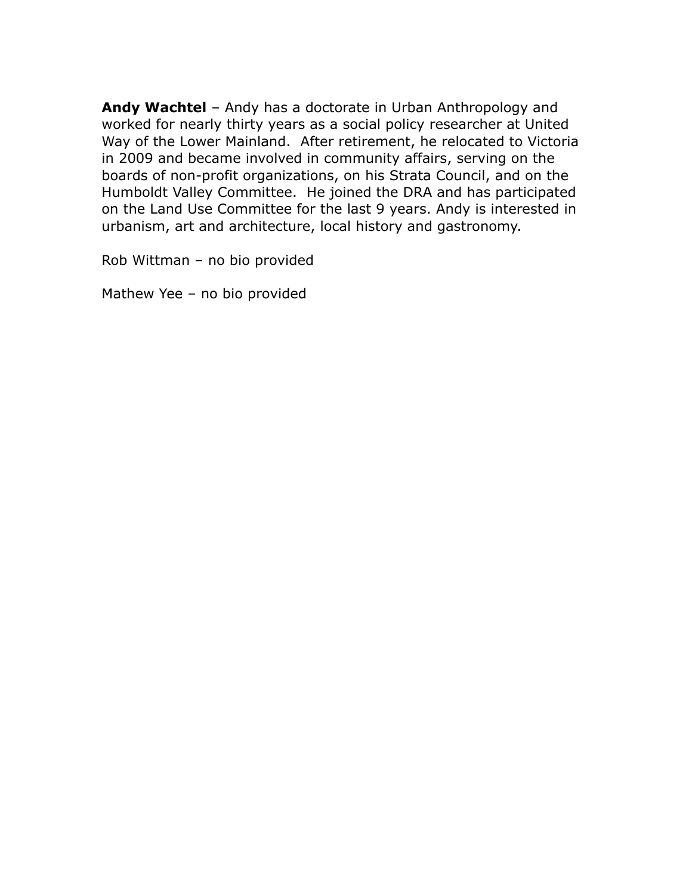**Andy Wachtel** – Andy has a doctorate in Urban Anthropology and worked for nearly thirty years as a social policy researcher at United Way of the Lower Mainland. After retirement, he relocated to Victoria in 2009 and became involved in community affairs, serving on the boards of non-profit organizations, on his Strata Council, and on the Humboldt Valley Committee. He joined the DRA and has participated on the Land Use Committee for the last 9 years. Andy is interested in urbanism, art and architecture, local history and gastronomy.

Rob Wittman – no bio provided

Mathew Yee – no bio provided